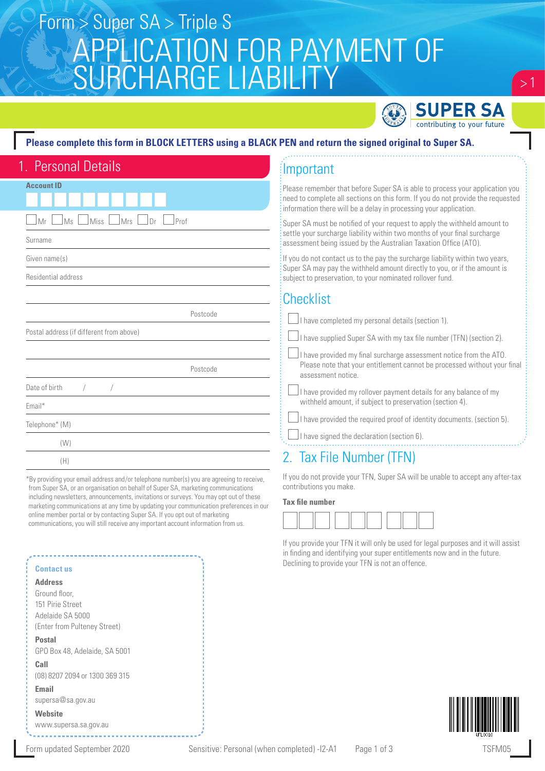Form > Super SA > Triple S

# APPLICATION FOR PAYMENT OF SURCHARGE LIABILITY

**Please complete this form in BLOCK LETTERS using a BLACK PEN and return the signed original to Super SA.**

## 1. Personal Details

**Account ID**

☐ Mr ☐ Ms ☐ Miss ☐ Mrs ☐ Dr ☐ Prof

Surname

Given name(s)

Residential address

Postcode

Postal address (if different from above)

Postcode

Date of birth / /

Email*

Telephone* (M)

(W)

(H)

*By providing your email address and/or telephone number(s) you are agreeing to receive, from Super SA, or an organisation on behalf of Super SA, marketing communications including newsletters, announcements, invitations or surveys. You may opt out of these marketing communications at any time by updating your communication preferences in our online member portal or by contacting Super SA. If you opt out of marketing communications, you will still receive any important account information from us.

**Contact us**

**Address**
Ground floor,
151 Pirie Street
Adelaide SA 5000
(Enter from Pulteney Street)

**Postal**
GPO Box 48, Adelaide, SA 5001

**Call**
(08) 8207 2094 or 1300 369 315

**Email**
supersa@sa.gov.au

**Website**
www.supersa.sa.gov.au

## Important

Please remember that before Super SA is able to process your application you need to complete all sections on this form. If you do not provide the requested information there will be a delay in processing your application.

Super SA must be notified of your request to apply the withheld amount to settle your surcharge liability within two months of your final surcharge assessment being issued by the Australian Taxation Office (ATO).

If you do not contact us to the pay the surcharge liability within two years, Super SA may pay the withheld amount directly to you, or if the amount is subject to preservation, to your nominated rollover fund.

## Checklist

- ☐ I have completed my personal details (section 1).
- ☐ I have supplied Super SA with my tax file number (TFN) (section 2).
- ☐ I have provided my final surcharge assessment notice from the ATO. Please note that your entitlement cannot be processed without your final assessment notice.
- ☐ I have provided my rollover payment details for any balance of my withheld amount, if subject to preservation (section 4).
- ☐ I have provided the required proof of identity documents. (section 5).
- ☐ I have signed the declaration (section 6).

## 2. Tax File Number (TFN)

If you do not provide your TFN, Super SA will be unable to accept any after-tax contributions you make.

**Tax file number**

If you provide your TFN it will only be used for legal purposes and it will assist in finding and identifying your super entitlements now and in the future. Declining to provide your TFN is not an offence.

Form updated September 2020 Sensitive: Personal (when completed) -I2-A1 TSFM05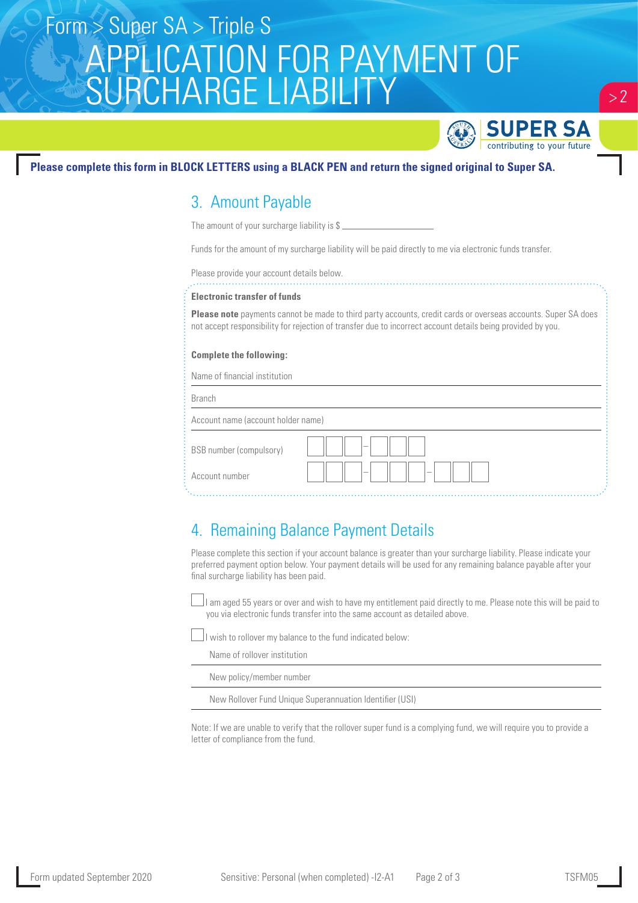# Form > Super SA > Triple S

# APPLICATION FOR PAYMENT OF SURCHARGE LIABILITY

**Please complete this form in BLOCK LETTERS using a BLACK PEN and return the signed original to Super SA.**

## 3. Amount Payable

The amount of your surcharge liability is $ ________________

Funds for the amount of my surcharge liability will be paid directly to me via electronic funds transfer.

Please provide your account details below.

**Electronic transfer of funds**

**Please note** payments cannot be made to third party accounts, credit cards or overseas accounts. Super SA does not accept responsibility for rejection of transfer due to incorrect account details being provided by you.

**Complete the following:**

Name of financial institution ________________

Branch ________________

Account name (account holder name) ________________

BSB number (compulsory) ☐☐☐ – ☐☐☐

Account number ☐☐☐ – ☐☐☐ – ☐☐☐

## 4. Remaining Balance Payment Details

Please complete this section if your account balance is greater than your surcharge liability. Please indicate your preferred payment option below. Your payment details will be used for any remaining balance payable after your final surcharge liability has been paid.

☐ I am aged 55 years or over and wish to have my entitlement paid directly to me. Please note this will be paid to you via electronic funds transfer into the same account as detailed above.

☐ I wish to rollover my balance to the fund indicated below:

Name of rollover institution ________________

New policy/member number ________________

New Rollover Fund Unique Superannuation Identifier (USI) ________________

Note: If we are unable to verify that the rollover super fund is a complying fund, we will require you to provide a letter of compliance from the fund.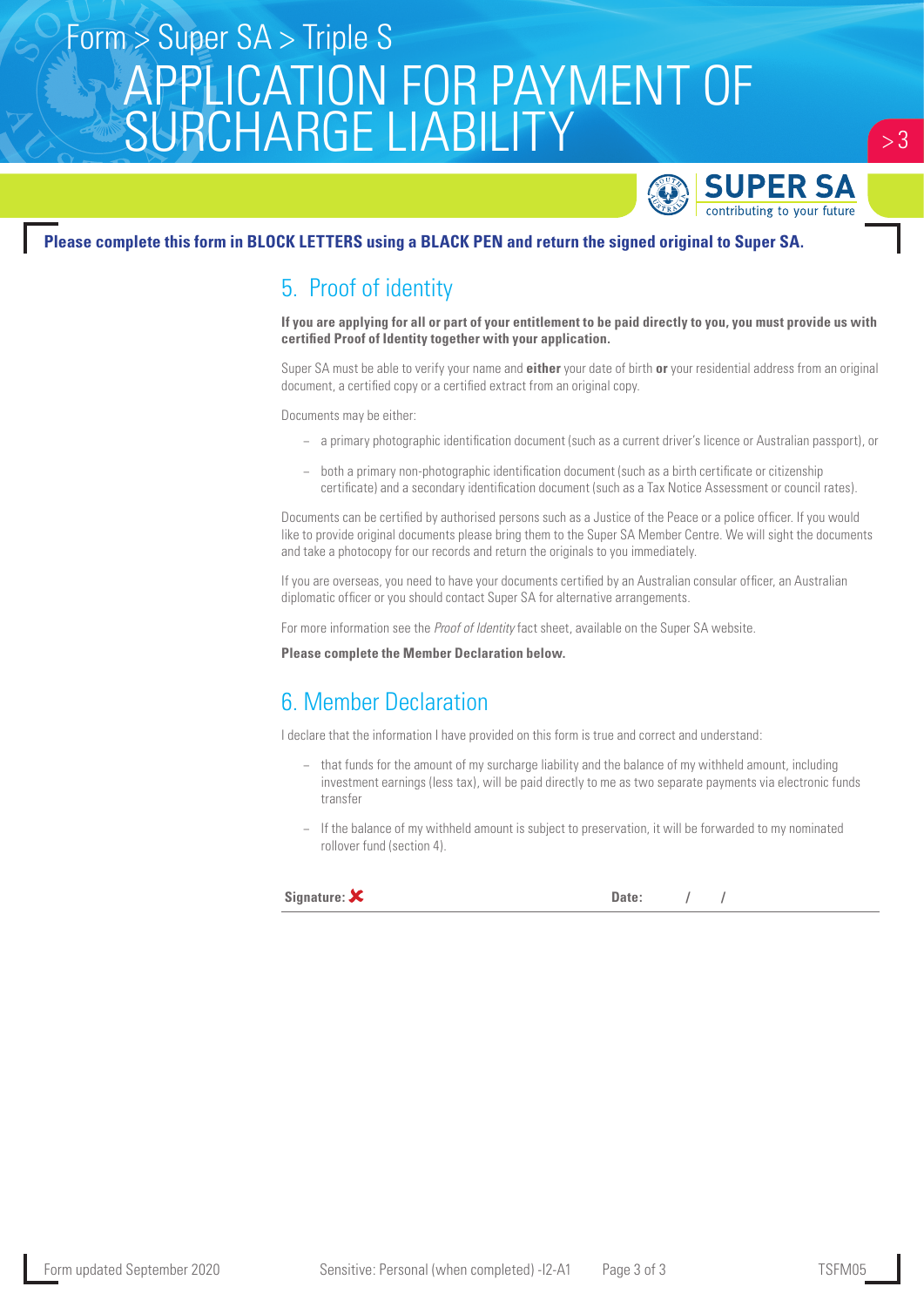Form > Super SA > Triple S

# APPLICATION FOR PAYMENT OF SURCHARGE LIABILITY

**Please complete this form in BLOCK LETTERS using a BLACK PEN and return the signed original to Super SA.**

## 5. Proof of identity

**If you are applying for all or part of your entitlement to be paid directly to you, you must provide us with certified Proof of Identity together with your application.**

Super SA must be able to verify your name and **either** your date of birth **or** your residential address from an original document, a certified copy or a certified extract from an original copy.

Documents may be either:

- a primary photographic identification document (such as a current driver's licence or Australian passport), or
- both a primary non-photographic identification document (such as a birth certificate or citizenship certificate) and a secondary identification document (such as a Tax Notice Assessment or council rates).

Documents can be certified by authorised persons such as a Justice of the Peace or a police officer. If you would like to provide original documents please bring them to the Super SA Member Centre. We will sight the documents and take a photocopy for our records and return the originals to you immediately.

If you are overseas, you need to have your documents certified by an Australian consular officer, an Australian diplomatic officer or you should contact Super SA for alternative arrangements.

For more information see the *Proof of Identity* fact sheet, available on the Super SA website.

**Please complete the Member Declaration below.**

## 6. Member Declaration

I declare that the information I have provided on this form is true and correct and understand:

- that funds for the amount of my surcharge liability and the balance of my withheld amount, including investment earnings (less tax), will be paid directly to me as two separate payments via electronic funds transfer
- If the balance of my withheld amount is subject to preservation, it will be forwarded to my nominated rollover fund (section 4).

**Signature:** ✘ **Date:** / /

Form updated September 2020 Sensitive: Personal (when completed) -I2-A1 TSFM05